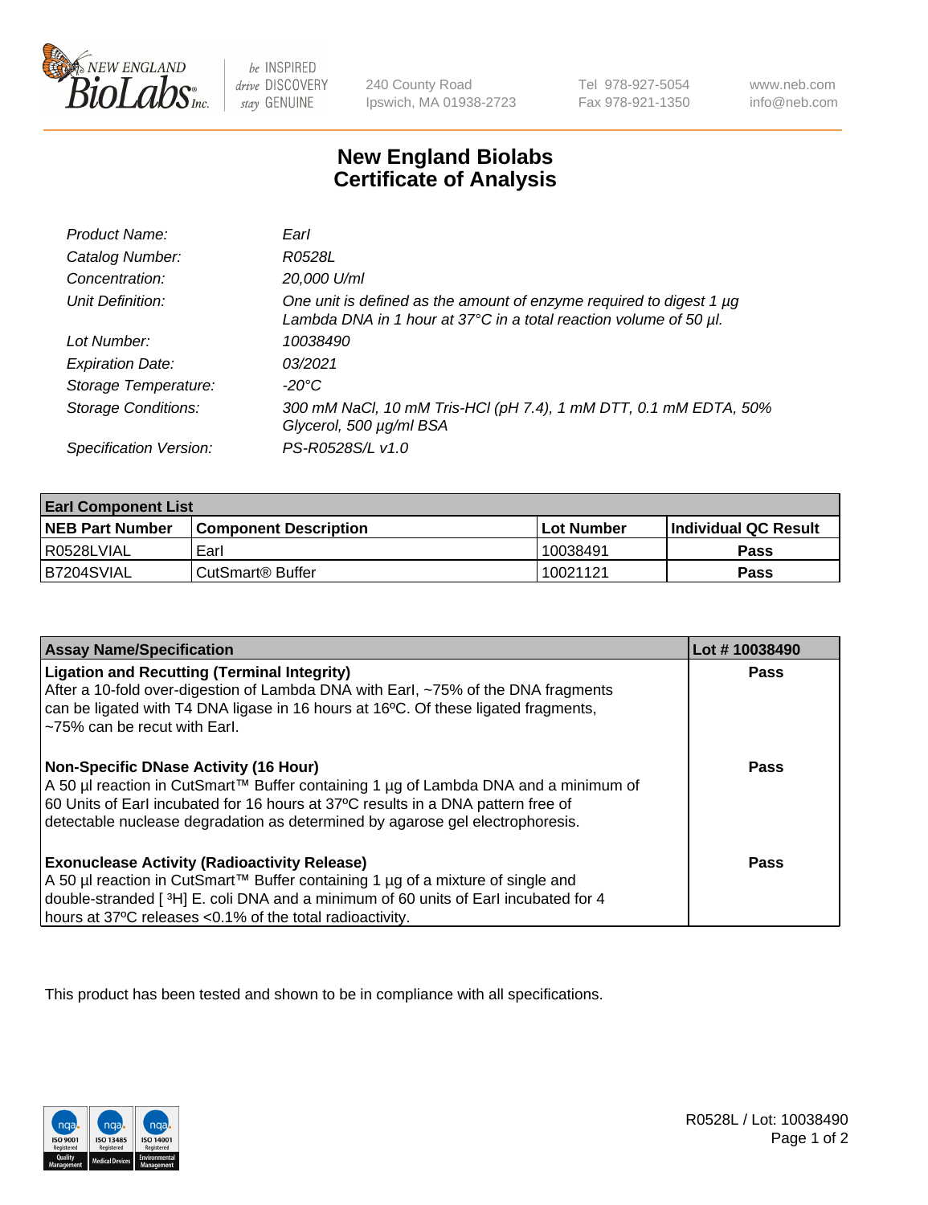New England BioLabs Inc. — be INSPIRED drive DISCOVERY stay GENUINE

240 County Road
Ipswich, MA 01938-2723

Tel 978-927-5054
Fax 978-921-1350

www.neb.com
info@neb.com

# New England Biolabs Certificate of Analysis

| | |
|---|---|
| *Product Name:* | *EarI* |
| *Catalog Number:* | *R0528L* |
| *Concentration:* | *20,000 U/ml* |
| *Unit Definition:* | *One unit is defined as the amount of enzyme required to digest 1 µg Lambda DNA in 1 hour at 37°C in a total reaction volume of 50 µl.* |
| *Lot Number:* | *10038490* |
| *Expiration Date:* | *03/2021* |
| *Storage Temperature:* | *-20°C* |
| *Storage Conditions:* | *300 mM NaCl, 10 mM Tris-HCl (pH 7.4), 1 mM DTT, 0.1 mM EDTA, 50% Glycerol, 500 µg/ml BSA* |
| *Specification Version:* | *PS-R0528S/L v1.0* |

| EarI Component List | | | |
|---|---|---|---|
| **NEB Part Number** | **Component Description** | **Lot Number** | **Individual QC Result** |
| R0528LVIAL | EarI | 10038491 | **Pass** |
| B7204SVIAL | CutSmart® Buffer | 10021121 | **Pass** |

| Assay Name/Specification | Lot # 10038490 |
|---|---|
| **Ligation and Recutting (Terminal Integrity)**<br>After a 10-fold over-digestion of Lambda DNA with EarI, ~75% of the DNA fragments can be ligated with T4 DNA ligase in 16 hours at 16ºC. Of these ligated fragments, ~75% can be recut with EarI. | **Pass** |
| **Non-Specific DNase Activity (16 Hour)**<br>A 50 µl reaction in CutSmart™ Buffer containing 1 µg of Lambda DNA and a minimum of 60 Units of EarI incubated for 16 hours at 37ºC results in a DNA pattern free of detectable nuclease degradation as determined by agarose gel electrophoresis. | **Pass** |
| **Exonuclease Activity (Radioactivity Release)**<br>A 50 µl reaction in CutSmart™ Buffer containing 1 µg of a mixture of single and double-stranded [ $^{3}$H] E. coli DNA and a minimum of 60 units of EarI incubated for 4 hours at 37ºC releases <0.1% of the total radioactivity. | **Pass** |

This product has been tested and shown to be in compliance with all specifications.

R0528L / Lot: 10038490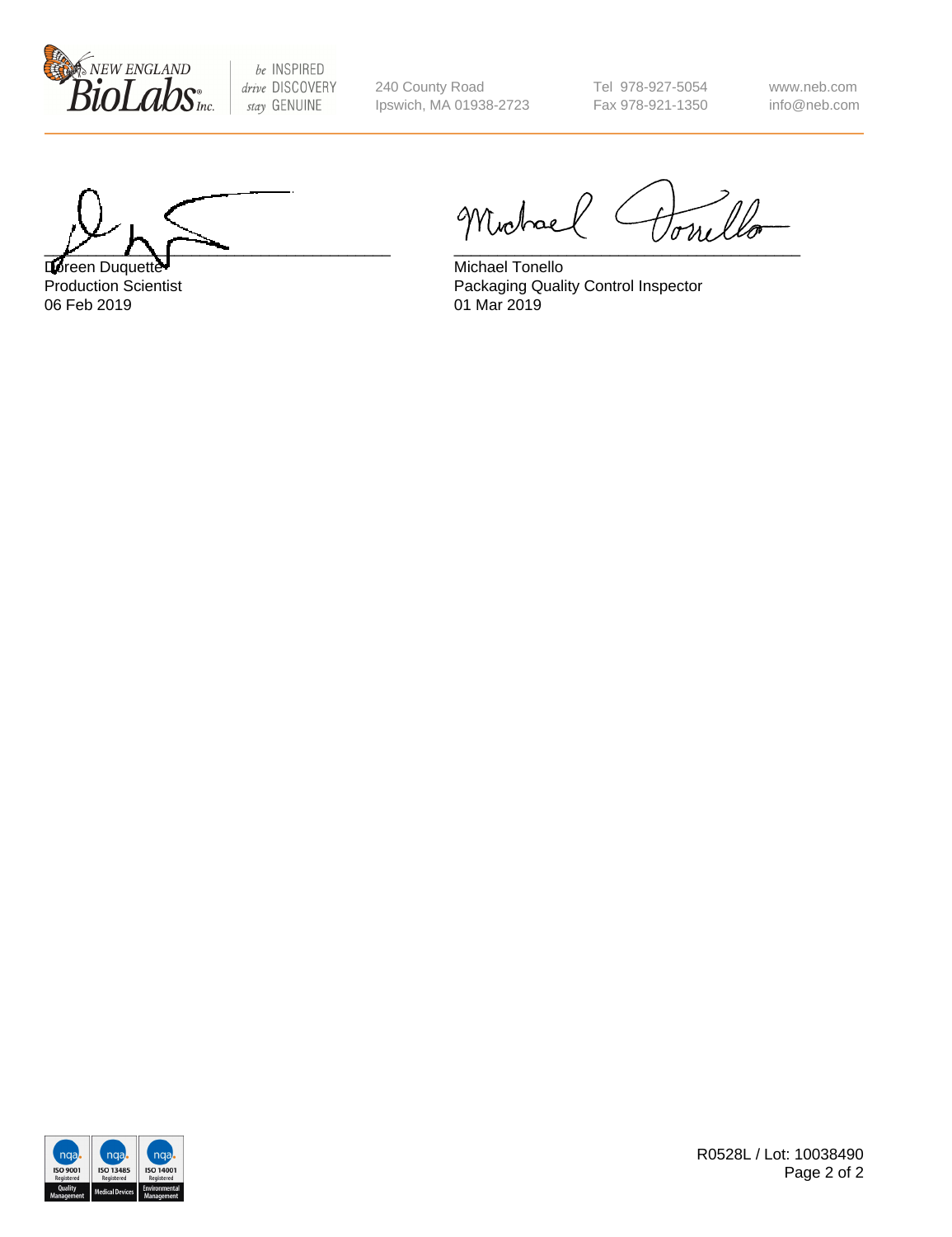Doreen Duquette
Production Scientist
06 Feb 2019

Michael Tonello
Packaging Quality Control Inspector
01 Mar 2019

R0528L / Lot: 10038490